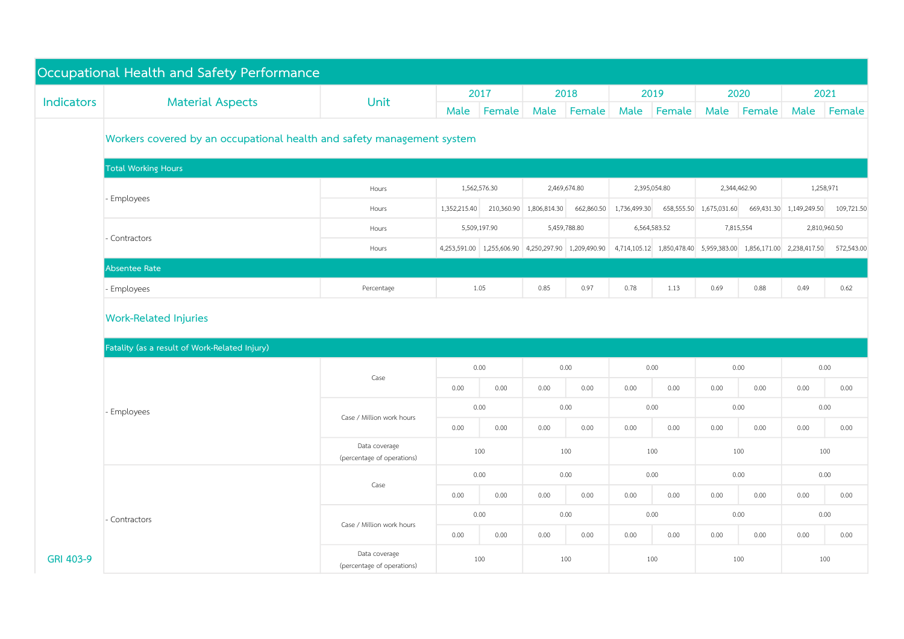## Occupational Health and Safety Performance

| Indicators | Material Aspects | Unit | 2017 | | 2018 | | 2019 | | 2020 | | 2021 | |
|---|---|---|---|---|---|---|---|---|---|---|---|---|
| | | | Male | Female | Male | Female | Male | Female | Male | Female | Male | Female |
| | **Workers covered by an occupational health and safety management system** | | | | | | | | | | | |
| | **Total Working Hours** | | | | | | | | | | | |
| | - Employees | Hours | 1,562,576.30 | | 2,469,674.80 | | 2,395,054.80 | | 2,344,462.90 | | 1,258,971 | |
| | | Hours | 1,352,215.40 | 210,360.90 | 1,806,814.30 | 662,860.50 | 1,736,499.30 | 658,555.50 | 1,675,031.60 | 669,431.30 | 1,149,249.50 | 109,721.50 |
| | - Contractors | Hours | 5,509,197.90 | | 5,459,788.80 | | 6,564,583.52 | | 7,815,554 | | 2,810,960.50 | |
| | | Hours | 4,253,591.00 | 1,255,606.90 | 4,250,297.90 | 1,209,490.90 | 4,714,105.12 | 1,850,478.40 | 5,959,383.00 | 1,856,171.00 | 2,238,417.50 | 572,543.00 |
| | **Absentee Rate** | | | | | | | | | | | |
| | - Employees | Percentage | 1.05 | | 0.85 | 0.97 | 0.78 | 1.13 | 0.69 | 0.88 | 0.49 | 0.62 |
| | **Work-Related Injuries** | | | | | | | | | | | |
| | **Fatality (as a result of Work-Related Injury)** | | | | | | | | | | | |
| | - Employees | Case | 0.00 | | 0.00 | | 0.00 | | 0.00 | | 0.00 | |
| | | | 0.00 | 0.00 | 0.00 | 0.00 | 0.00 | 0.00 | 0.00 | 0.00 | 0.00 | 0.00 |
| | | Case / Million work hours | 0.00 | | 0.00 | | 0.00 | | 0.00 | | 0.00 | |
| | | | 0.00 | 0.00 | 0.00 | 0.00 | 0.00 | 0.00 | 0.00 | 0.00 | 0.00 | 0.00 |
| | | Data coverage (percentage of operations) | 100 | | 100 | | 100 | | 100 | | 100 | |
| | - Contractors | Case | 0.00 | | 0.00 | | 0.00 | | 0.00 | | 0.00 | |
| | | | 0.00 | 0.00 | 0.00 | 0.00 | 0.00 | 0.00 | 0.00 | 0.00 | 0.00 | 0.00 |
| | | Case / Million work hours | 0.00 | | 0.00 | | 0.00 | | 0.00 | | 0.00 | |
| | | | 0.00 | 0.00 | 0.00 | 0.00 | 0.00 | 0.00 | 0.00 | 0.00 | 0.00 | 0.00 |
| GRI 403-9 | | Data coverage (percentage of operations) | 100 | | 100 | | 100 | | 100 | | 100 | |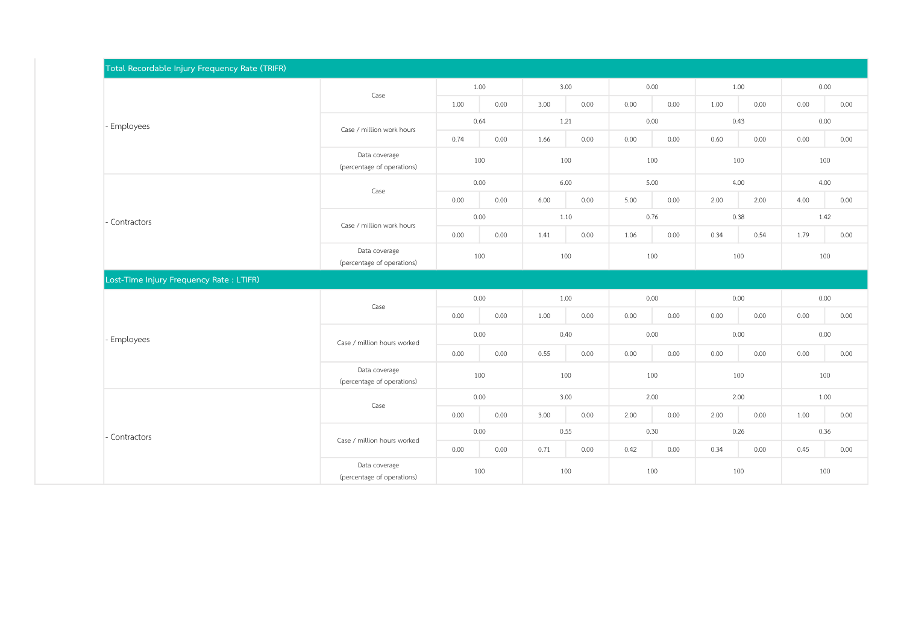| Total Recordable Injury Frequency Rate (TRIFR) | | | | | | | | | | | |
|---|---|---|---|---|---|---|---|---|---|---|---|
| - Employees | Case | 1.00 | | 3.00 | | 0.00 | | 1.00 | | 0.00 | |
| | | 1.00 | 0.00 | 3.00 | 0.00 | 0.00 | 0.00 | 1.00 | 0.00 | 0.00 | 0.00 |
| | Case / million work hours | 0.64 | | 1.21 | | 0.00 | | 0.43 | | 0.00 | |
| | | 0.74 | 0.00 | 1.66 | 0.00 | 0.00 | 0.00 | 0.60 | 0.00 | 0.00 | 0.00 |
| | Data coverage (percentage of operations) | 100 | | 100 | | 100 | | 100 | | 100 | |
| - Contractors | Case | 0.00 | | 6.00 | | 5.00 | | 4.00 | | 4.00 | |
| | | 0.00 | 0.00 | 6.00 | 0.00 | 5.00 | 0.00 | 2.00 | 2.00 | 4.00 | 0.00 |
| | Case / million work hours | 0.00 | | 1.10 | | 0.76 | | 0.38 | | 1.42 | |
| | | 0.00 | 0.00 | 1.41 | 0.00 | 1.06 | 0.00 | 0.34 | 0.54 | 1.79 | 0.00 |
| | Data coverage (percentage of operations) | 100 | | 100 | | 100 | | 100 | | 100 | |
| **Lost-Time Injury Frequency Rate : LTIFR)** | | | | | | | | | | | |
| - Employees | Case | 0.00 | | 1.00 | | 0.00 | | 0.00 | | 0.00 | |
| | | 0.00 | 0.00 | 1.00 | 0.00 | 0.00 | 0.00 | 0.00 | 0.00 | 0.00 | 0.00 |
| | Case / million hours worked | 0.00 | | 0.40 | | 0.00 | | 0.00 | | 0.00 | |
| | | 0.00 | 0.00 | 0.55 | 0.00 | 0.00 | 0.00 | 0.00 | 0.00 | 0.00 | 0.00 |
| | Data coverage (percentage of operations) | 100 | | 100 | | 100 | | 100 | | 100 | |
| - Contractors | Case | 0.00 | | 3.00 | | 2.00 | | 2.00 | | 1.00 | |
| | | 0.00 | 0.00 | 3.00 | 0.00 | 2.00 | 0.00 | 2.00 | 0.00 | 1.00 | 0.00 |
| | Case / million hours worked | 0.00 | | 0.55 | | 0.30 | | 0.26 | | 0.36 | |
| | | 0.00 | 0.00 | 0.71 | 0.00 | 0.42 | 0.00 | 0.34 | 0.00 | 0.45 | 0.00 |
| | Data coverage (percentage of operations) | 100 | | 100 | | 100 | | 100 | | 100 | |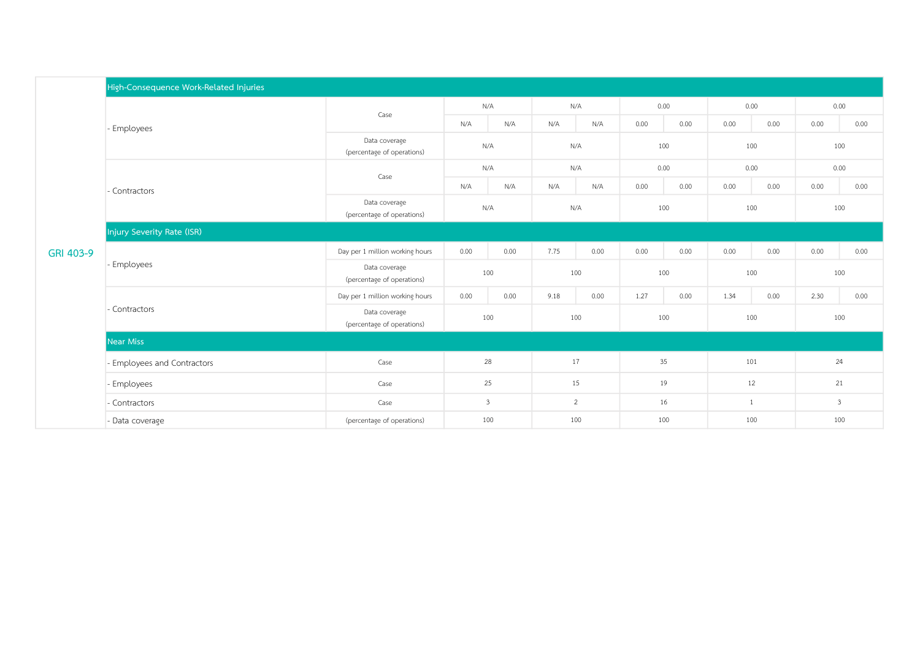| | | | | | | | | | | | | |
|---|---|---|---|---|---|---|---|---|---|---|---|---|
| GRI 403-9 | **High-Consequence Work-Related Injuries** | | | | | | | | | | | |
| | - Employees | Case | N/A | | N/A | | 0.00 | | 0.00 | | 0.00 | |
| | | | N/A | N/A | N/A | N/A | 0.00 | 0.00 | 0.00 | 0.00 | 0.00 | 0.00 |
| | | Data coverage (percentage of operations) | N/A | | N/A | | 100 | | 100 | | 100 | |
| | - Contractors | Case | N/A | | N/A | | 0.00 | | 0.00 | | 0.00 | |
| | | | N/A | N/A | N/A | N/A | 0.00 | 0.00 | 0.00 | 0.00 | 0.00 | 0.00 |
| | | Data coverage (percentage of operations) | N/A | | N/A | | 100 | | 100 | | 100 | |
| | **Injury Severity Rate (ISR)** | | | | | | | | | | | |
| | - Employees | Day per 1 million working hours | 0.00 | 0.00 | 7.75 | 0.00 | 0.00 | 0.00 | 0.00 | 0.00 | 0.00 | 0.00 |
| | | Data coverage (percentage of operations) | 100 | | 100 | | 100 | | 100 | | 100 | |
| | - Contractors | Day per 1 million working hours | 0.00 | 0.00 | 9.18 | 0.00 | 1.27 | 0.00 | 1.34 | 0.00 | 2.30 | 0.00 |
| | | Data coverage (percentage of operations) | 100 | | 100 | | 100 | | 100 | | 100 | |
| | **Near Miss** | | | | | | | | | | | |
| | - Employees and Contractors | Case | 28 | | 17 | | 35 | | 101 | | 24 | |
| | - Employees | Case | 25 | | 15 | | 19 | | 12 | | 21 | |
| | - Contractors | Case | 3 | | 2 | | 16 | | 1 | | 3 | |
| | - Data coverage | (percentage of operations) | 100 | | 100 | | 100 | | 100 | | 100 | |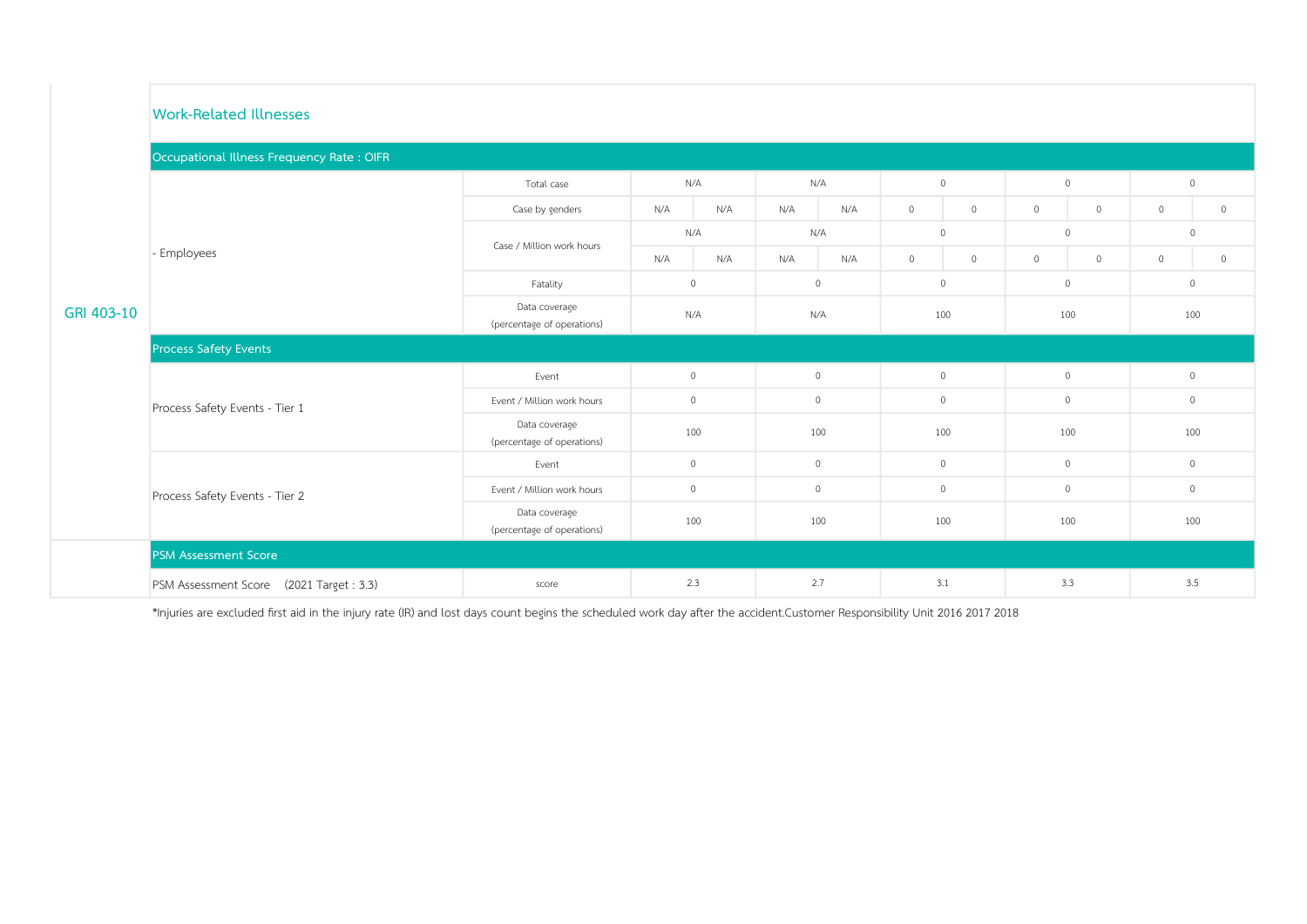## Work-Related Illnesses

| | | | | | | | | | | | | |
|---|---|---|---|---|---|---|---|---|---|---|---|---|
| | **Occupational Illness Frequency Rate : OIFR** | | | | | | | | | | | |
| GRI 403-10 | - Employees | Total case | N/A | | N/A | | 0 | | 0 | | 0 | |
| | | Case by genders | N/A | N/A | N/A | N/A | 0 | 0 | 0 | 0 | 0 | 0 |
| | | Case / Million work hours | N/A | | N/A | | 0 | | 0 | | 0 | |
| | | | N/A | N/A | N/A | N/A | 0 | 0 | 0 | 0 | 0 | 0 |
| | | Fatality | 0 | | 0 | | 0 | | 0 | | 0 | |
| | | Data coverage (percentage of operations) | N/A | | N/A | | 100 | | 100 | | 100 | |
| | **Process Safety Events** | | | | | | | | | | | |
| | Process Safety Events - Tier 1 | Event | 0 | | 0 | | 0 | | 0 | | 0 | |
| | | Event / Million work hours | 0 | | 0 | | 0 | | 0 | | 0 | |
| | | Data coverage (percentage of operations) | 100 | | 100 | | 100 | | 100 | | 100 | |
| | Process Safety Events - Tier 2 | Event | 0 | | 0 | | 0 | | 0 | | 0 | |
| | | Event / Million work hours | 0 | | 0 | | 0 | | 0 | | 0 | |
| | | Data coverage (percentage of operations) | 100 | | 100 | | 100 | | 100 | | 100 | |
| | **PSM Assessment Score** | | | | | | | | | | | |
| | PSM Assessment Score (2021 Target : 3.3) | score | 2.3 | | 2.7 | | 3.1 | | 3.3 | | 3.5 | |

*Injuries are excluded first aid in the injury rate (IR) and lost days count begins the scheduled work day after the accident.Customer Responsibility Unit 2016 2017 2018